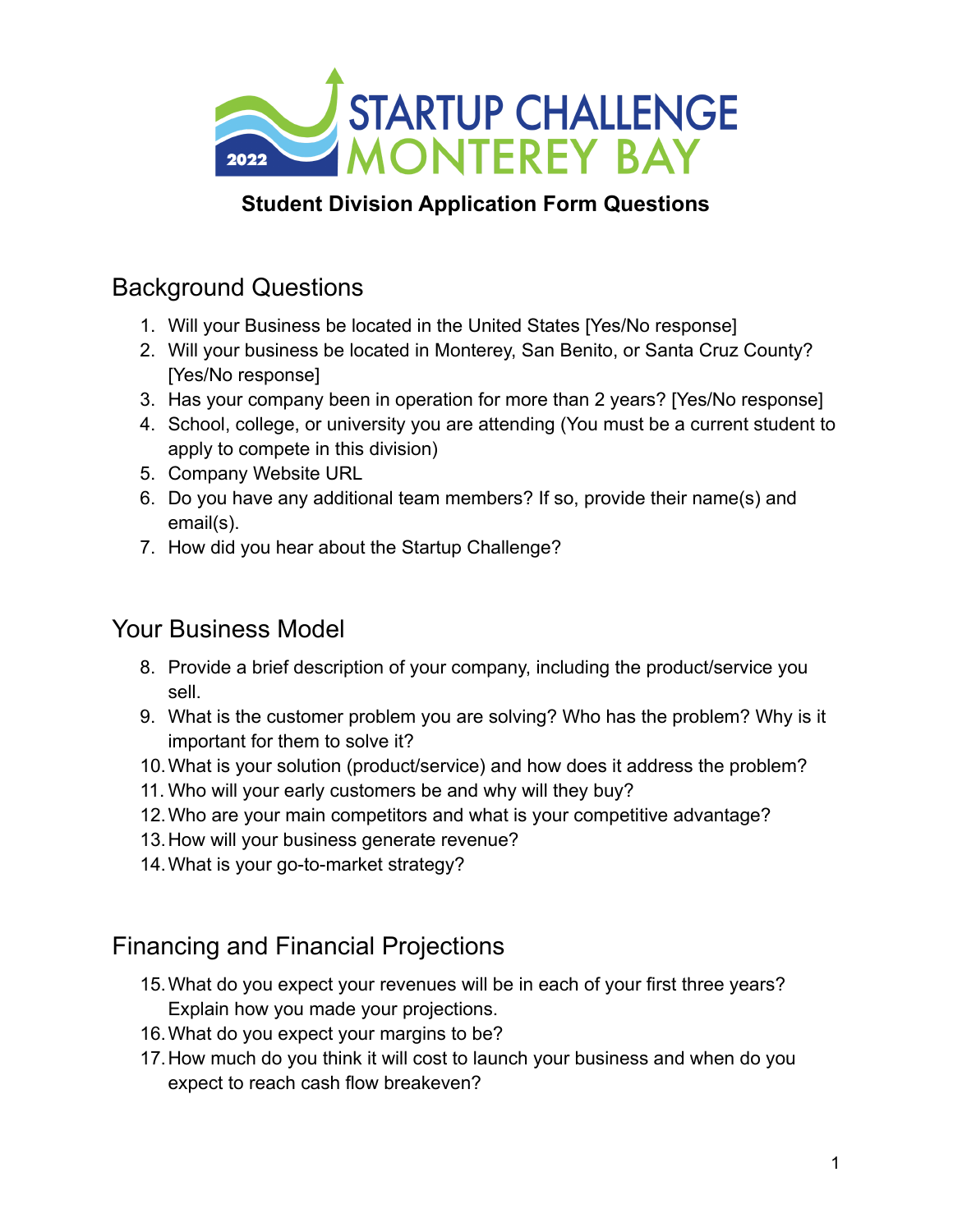# STARTUP CHALLENGE MONTEREY BAY 2022

**Student Division Application Form Questions**

## Background Questions

1. Will your Business be located in the United States [Yes/No response]
2. Will your business be located in Monterey, San Benito, or Santa Cruz County? [Yes/No response]
3. Has your company been in operation for more than 2 years? [Yes/No response]
4. School, college, or university you are attending (You must be a current student to apply to compete in this division)
5. Company Website URL
6. Do you have any additional team members? If so, provide their name(s) and email(s).
7. How did you hear about the Startup Challenge?

## Your Business Model

8. Provide a brief description of your company, including the product/service you sell.
9. What is the customer problem you are solving? Who has the problem? Why is it important for them to solve it?
10. What is your solution (product/service) and how does it address the problem?
11. Who will your early customers be and why will they buy?
12. Who are your main competitors and what is your competitive advantage?
13. How will your business generate revenue?
14. What is your go-to-market strategy?

## Financing and Financial Projections

15. What do you expect your revenues will be in each of your first three years? Explain how you made your projections.
16. What do you expect your margins to be?
17. How much do you think it will cost to launch your business and when do you expect to reach cash flow breakeven?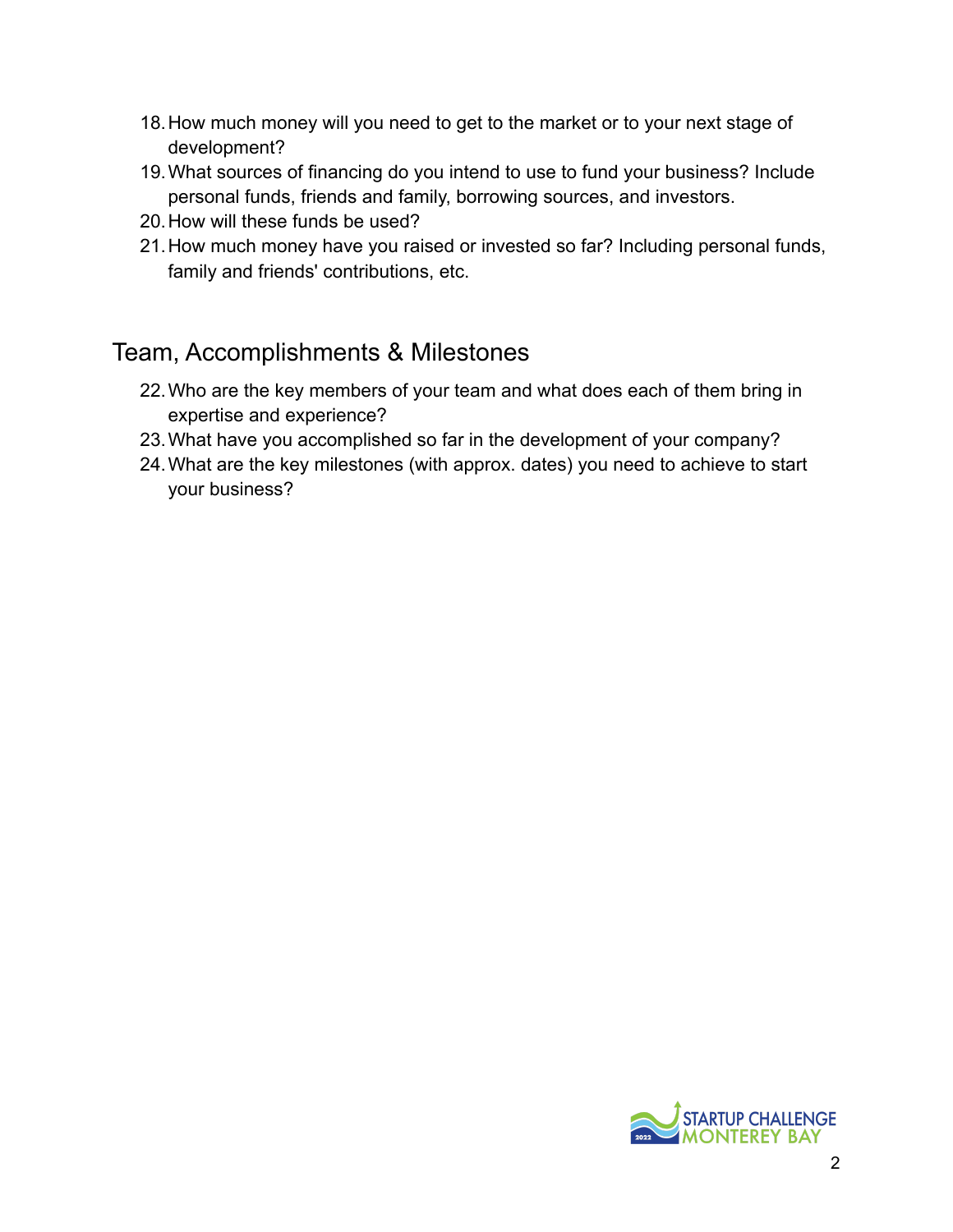18. How much money will you need to get to the market or to your next stage of development?
19. What sources of financing do you intend to use to fund your business? Include personal funds, friends and family, borrowing sources, and investors.
20. How will these funds be used?
21. How much money have you raised or invested so far? Including personal funds, family and friends' contributions, etc.

## Team, Accomplishments & Milestones

22. Who are the key members of your team and what does each of them bring in expertise and experience?
23. What have you accomplished so far in the development of your company?
24. What are the key milestones (with approx. dates) you need to achieve to start your business?